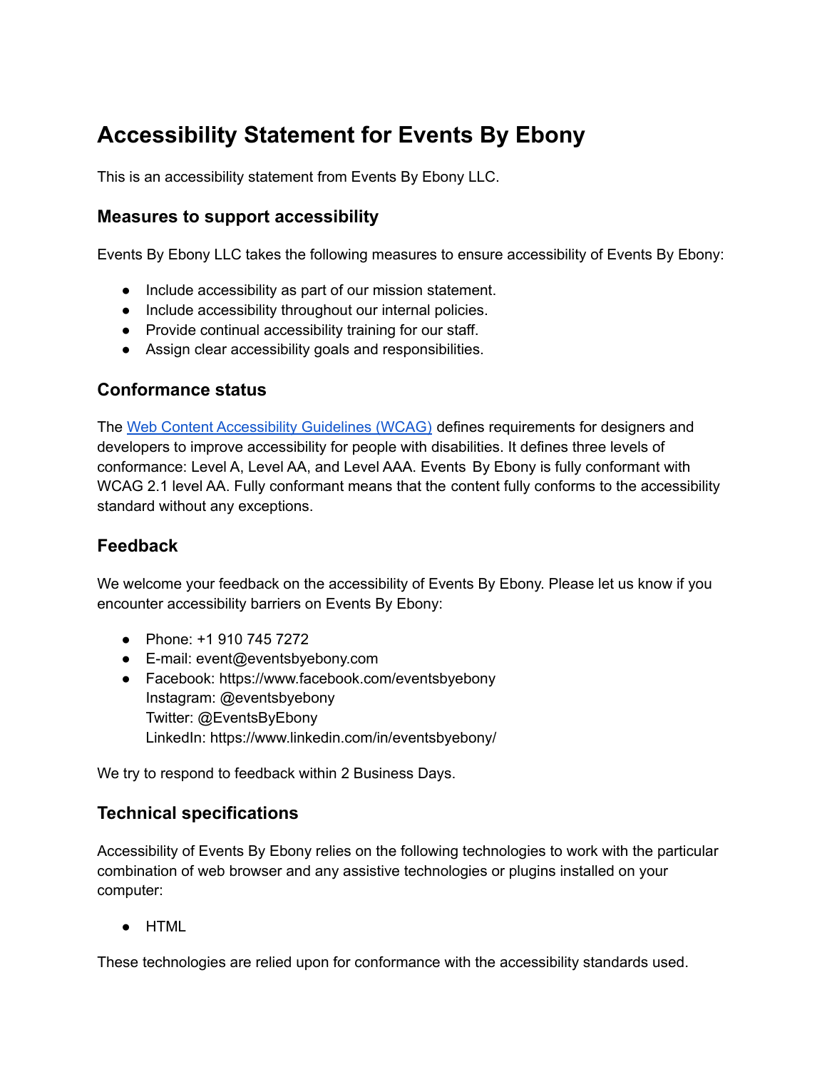# Accessibility Statement for Events By Ebony

This is an accessibility statement from Events By Ebony LLC.

## Measures to support accessibility

Events By Ebony LLC takes the following measures to ensure accessibility of Events By Ebony:

- Include accessibility as part of our mission statement.
- Include accessibility throughout our internal policies.
- Provide continual accessibility training for our staff.
- Assign clear accessibility goals and responsibilities.

## Conformance status

The [Web Content Accessibility Guidelines (WCAG)]() defines requirements for designers and developers to improve accessibility for people with disabilities. It defines three levels of conformance: Level A, Level AA, and Level AAA. Events By Ebony is fully conformant with WCAG 2.1 level AA. Fully conformant means that the content fully conforms to the accessibility standard without any exceptions.

## Feedback

We welcome your feedback on the accessibility of Events By Ebony. Please let us know if you encounter accessibility barriers on Events By Ebony:

- Phone: +1 910 745 7272
- E-mail: event@eventsbyebony.com
- Facebook: https://www.facebook.com/eventsbyebony
  Instagram: @eventsbyebony
  Twitter: @EventsByEbony
  LinkedIn: https://www.linkedin.com/in/eventsbyebony/

We try to respond to feedback within 2 Business Days.

## Technical specifications

Accessibility of Events By Ebony relies on the following technologies to work with the particular combination of web browser and any assistive technologies or plugins installed on your computer:

- HTML

These technologies are relied upon for conformance with the accessibility standards used.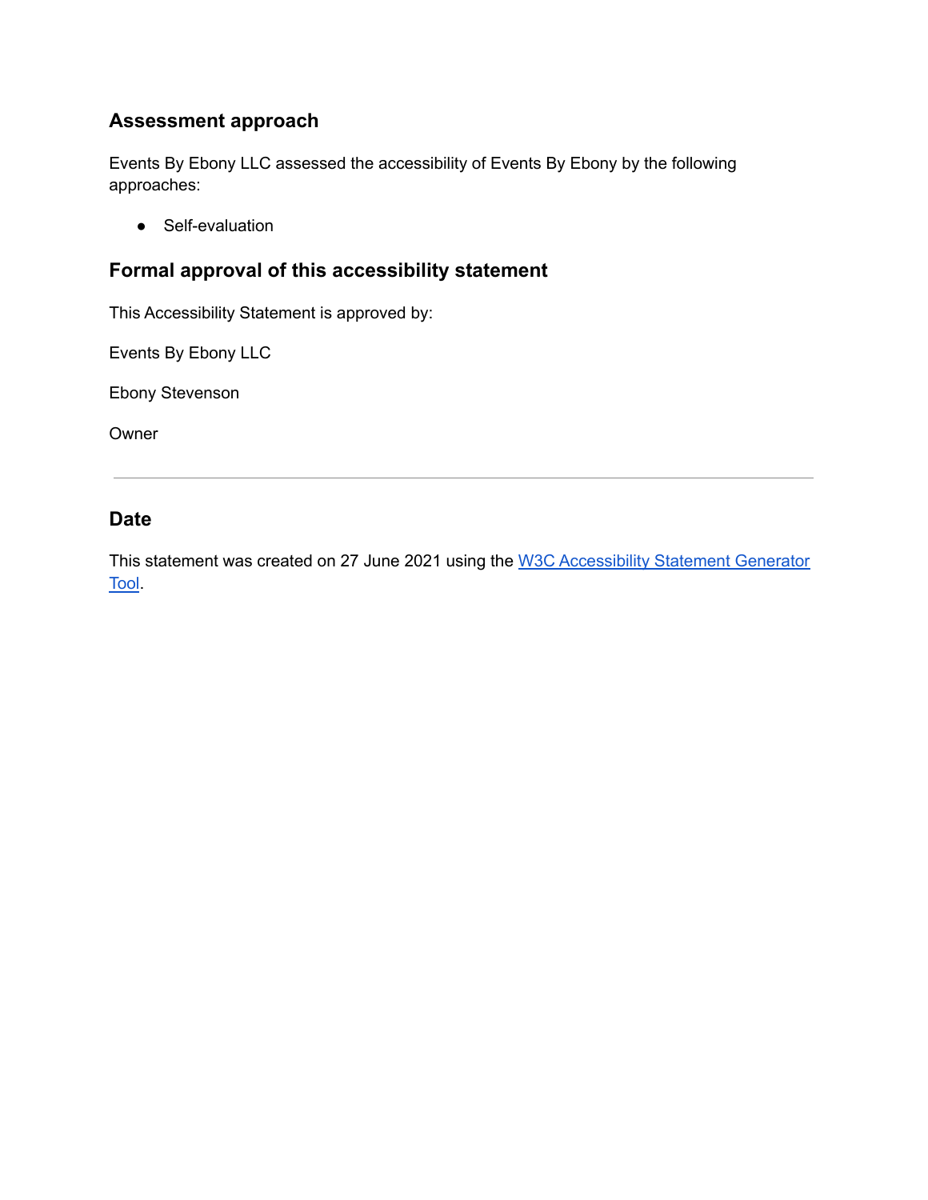## Assessment approach

Events By Ebony LLC assessed the accessibility of Events By Ebony by the following approaches:

- Self-evaluation

## Formal approval of this accessibility statement

This Accessibility Statement is approved by:

Events By Ebony LLC

Ebony Stevenson

Owner

---

## Date

This statement was created on 27 June 2021 using the [W3C Accessibility Statement Generator Tool]().